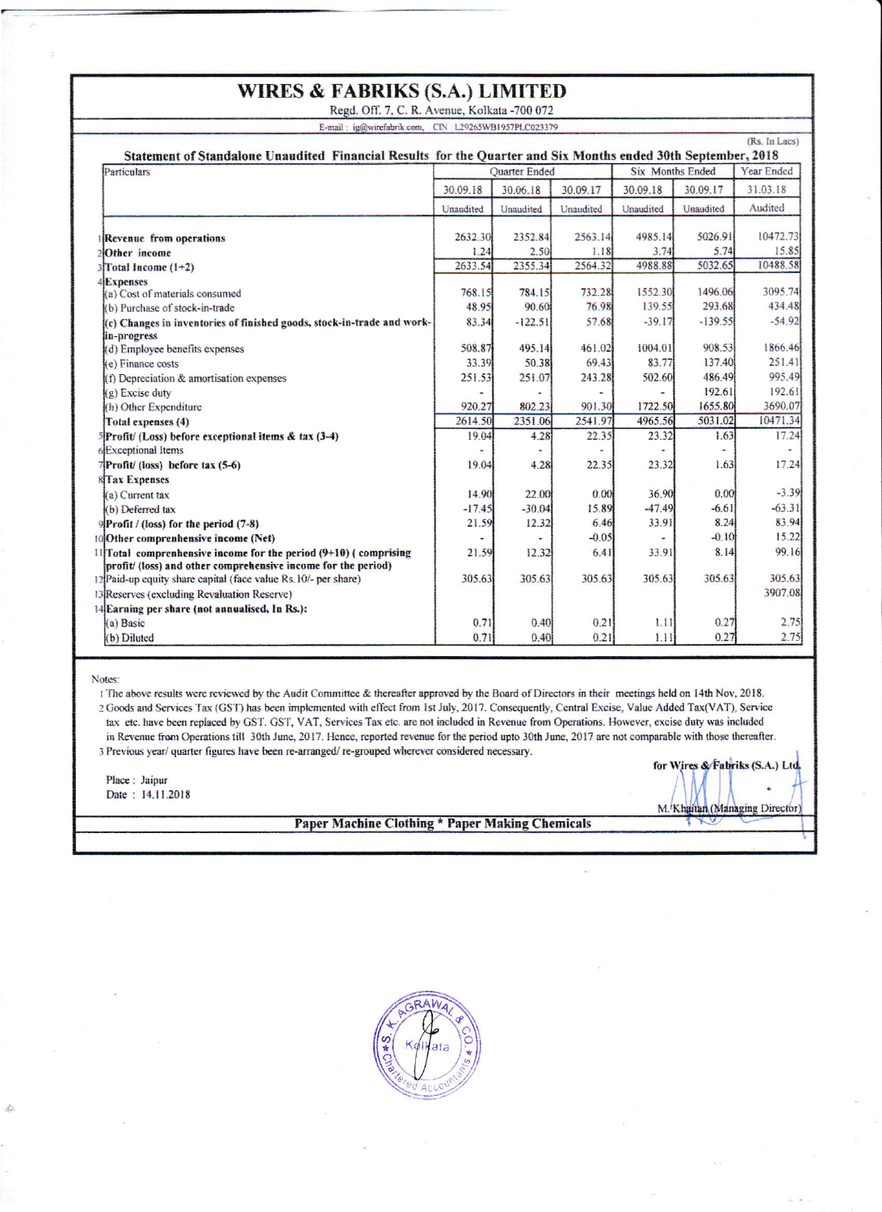# WIRES & FABRIKS (S.A.) LIMITED

Regd. Off. 7, C. R. Avenue, Kolkata -700 072

E-mail : ig@wirefabrik.com, CIN L29265WB1957PLC023379

(Rs. In Lacs)

## Statement of Standalone Unaudited Financial Results for the Quarter and Six Months ended 30th September, 2018

| | Particulars | Quarter Ended | | | Six Months Ended | | Year Ended |
|---|---|---|---|---|---|---|---|
| | | 30.09.18 | 30.06.18 | 30.09.17 | 30.09.18 | 30.09.17 | 31.03.18 |
| | | Unaudited | Unaudited | Unaudited | Unaudited | Unaudited | Audited |
| 1 | **Revenue from operations** | 2632.30 | 2352.84 | 2563.14 | 4985.14 | 5026.91 | 10472.73 |
| 2 | **Other income** | 1.24 | 2.50 | 1.18 | 3.74 | 5.74 | 15.85 |
| 3 | **Total Income (1+2)** | 2633.54 | 2355.34 | 2564.32 | 4988.88 | 5032.65 | 10488.58 |
| 4 | **Expenses** | | | | | | |
| | (a) Cost of materials consumed | 768.15 | 784.15 | 732.28 | 1552.30 | 1496.06 | 3095.74 |
| | (b) Purchase of stock-in-trade | 48.95 | 90.60 | 76.98 | 139.55 | 293.68 | 434.48 |
| | **(c) Changes in inventories of finished goods, stock-in-trade and work-in-progress** | 83.34 | -122.51 | 57.68 | -39.17 | -139.55 | -54.92 |
| | (d) Employee benefits expenses | 508.87 | 495.14 | 461.02 | 1004.01 | 908.53 | 1866.46 |
| | (e) Finance costs | 33.39 | 50.38 | 69.43 | 83.77 | 137.40 | 251.41 |
| | (f) Depreciation & amortisation expenses | 251.53 | 251.07 | 243.28 | 502.60 | 486.49 | 995.49 |
| | (g) Excise duty | - | - | - | - | 192.61 | 192.61 |
| | (h) Other Expenditure | 920.27 | 802.23 | 901.30 | 1722.50 | 1655.80 | 3690.07 |
| | **Total expenses (4)** | 2614.50 | 2351.06 | 2541.97 | 4965.56 | 5031.02 | 10471.34 |
| 5 | **Profit/ (Loss) before exceptional items & tax (3-4)** | 19.04 | 4.28 | 22.35 | 23.32 | 1.63 | 17.24 |
| 6 | Exceptional Items | - | - | - | - | - | - |
| 7 | **Profit/ (loss) before tax (5-6)** | 19.04 | 4.28 | 22.35 | 23.32 | 1.63 | 17.24 |
| 8 | **Tax Expenses** | | | | | | |
| | (a) Current tax | 14.90 | 22.00 | 0.00 | 36.90 | 0.00 | -3.39 |
| | (b) Deferred tax | -17.45 | -30.04 | 15.89 | -47.49 | -6.61 | -63.31 |
| 9 | **Profit / (loss) for the period (7-8)** | 21.59 | 12.32 | 6.46 | 33.91 | 8.24 | 83.94 |
| 10 | **Other comprehensive income (Net)** | - | - | -0.05 | - | -0.10 | 15.22 |
| 11 | **Total comprehensive income for the period (9+10) ( comprising profit/ (loss) and other comprehensive income for the period)** | 21.59 | 12.32 | 6.41 | 33.91 | 8.14 | 99.16 |
| 12 | Paid-up equity share capital (face value Rs.10/- per share) | 305.63 | 305.63 | 305.63 | 305.63 | 305.63 | 305.63 |
| 13 | Reserves (excluding Revaluation Reserve) | | | | | | 3907.08 |
| 14 | **Earning per share (not annualised, In Rs.):** | | | | | | |
| | (a) Basic | 0.71 | 0.40 | 0.21 | 1.11 | 0.27 | 2.75 |
| | (b) Diluted | 0.71 | 0.40 | 0.21 | 1.11 | 0.27 | 2.75 |

Notes:

1. The above results were reviewed by the Audit Committee & thereafter approved by the Board of Directors in their meetings held on 14th Nov, 2018.
2. Goods and Services Tax (GST) has been implemented with effect from 1st July, 2017. Consequently, Central Excise, Value Added Tax(VAT), Service tax etc. have been replaced by GST. GST, VAT, Services Tax etc. are not included in Revenue from Operations. However, excise duty was included in Revenue from Operations till 30th June, 2017. Hence, reported revenue for the period upto 30th June, 2017 are not comparable with those thereafter.
3. Previous year/ quarter figures have been re-arranged/ re-grouped wherever considered necessary.

for Wires & Fabriks (S.A.) Ltd.

Place : Jaipur
Date : 14.11.2018

M. Khaitan (Managing Director)

**Paper Machine Clothing * Paper Making Chemicals**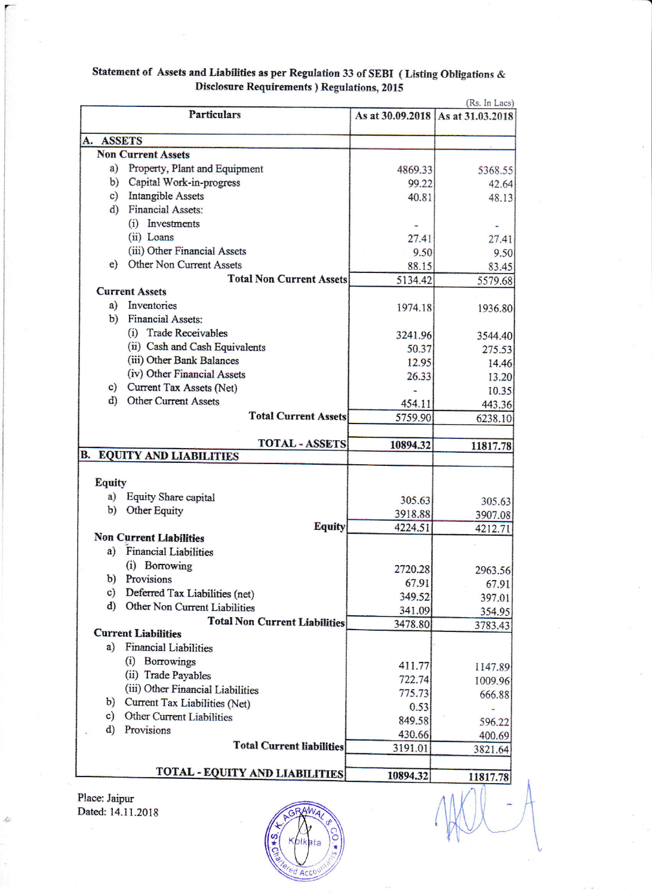**Statement of Assets and Liabilities as per Regulation 33 of SEBI ( Listing Obligations & Disclosure Requirements ) Regulations, 2015**

(Rs. In Lacs)

| Particulars | As at 30.09.2018 | As at 31.03.2018 |
|---|---|---|
| **A. ASSETS** | | |
| **Non Current Assets** | | |
| a) Property, Plant and Equipment | 4869.33 | 5368.55 |
| b) Capital Work-in-progress | 99.22 | 42.64 |
| c) Intangible Assets | 40.81 | 48.13 |
| d) Financial Assets: | | |
| (i) Investments | - | - |
| (ii) Loans | 27.41 | 27.41 |
| (iii) Other Financial Assets | 9.50 | 9.50 |
| e) Other Non Current Assets | 88.15 | 83.45 |
| **Total Non Current Assets** | 5134.42 | 5579.68 |
| **Current Assets** | | |
| a) Inventories | 1974.18 | 1936.80 |
| b) Financial Assets: | | |
| (i) Trade Receivables | 3241.96 | 3544.40 |
| (ii) Cash and Cash Equivalents | 50.37 | 275.53 |
| (iii) Other Bank Balances | 12.95 | 14.46 |
| (iv) Other Financial Assets | 26.33 | 13.20 |
| c) Current Tax Assets (Net) | - | 10.35 |
| d) Other Current Assets | 454.11 | 443.36 |
| **Total Current Assets** | 5759.90 | 6238.10 |
| **TOTAL - ASSETS** | **10894.32** | **11817.78** |
| **B. EQUITY AND LIABILITIES** | | |
| **Equity** | | |
| a) Equity Share capital | 305.63 | 305.63 |
| b) Other Equity | 3918.88 | 3907.08 |
| **Equity** | 4224.51 | 4212.71 |
| **Non Current Liabilities** | | |
| a) Financial Liabilities | | |
| (i) Borrowing | 2720.28 | 2963.56 |
| b) Provisions | 67.91 | 67.91 |
| c) Deferred Tax Liabilities (net) | 349.52 | 397.01 |
| d) Other Non Current Liabilities | 341.09 | 354.95 |
| **Total Non Current Liabilities** | 3478.80 | 3783.43 |
| **Current Liabilities** | | |
| a) Financial Liabilities | | |
| (i) Borrowings | 411.77 | 1147.89 |
| (ii) Trade Payables | 722.74 | 1009.96 |
| (iii) Other Financial Liabilities | 775.73 | 666.88 |
| b) Current Tax Liabilities (Net) | 0.53 | - |
| c) Other Current Liabilities | 849.58 | 596.22 |
| d) Provisions | 430.66 | 400.69 |
| **Total Current liabilities** | 3191.01 | 3821.64 |
| **TOTAL - EQUITY AND LIABILITIES** | **10894.32** | **11817.78** |

Place: Jaipur
Dated: 14.11.2018